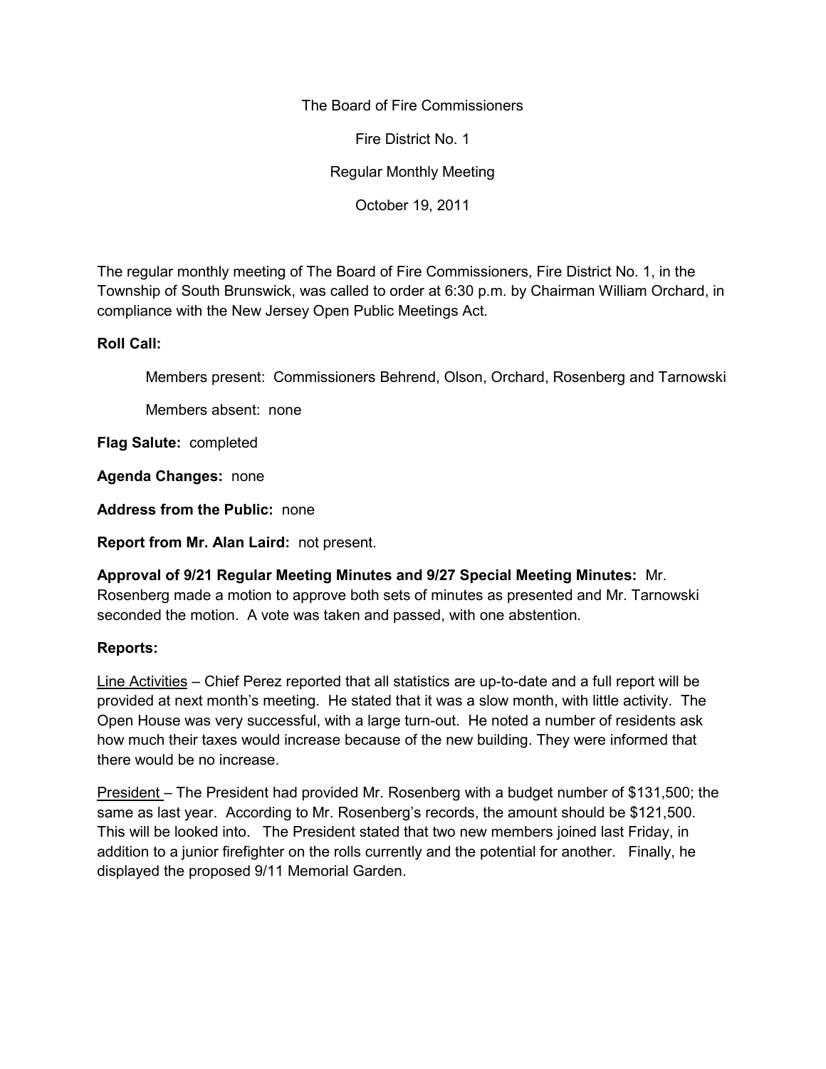The Board of Fire Commissioners

Fire District No. 1

Regular Monthly Meeting

October 19, 2011

The regular monthly meeting of The Board of Fire Commissioners, Fire District No. 1, in the Township of South Brunswick, was called to order at 6:30 p.m. by Chairman William Orchard, in compliance with the New Jersey Open Public Meetings Act.

**Roll Call:**

Members present: Commissioners Behrend, Olson, Orchard, Rosenberg and Tarnowski

Members absent: none

**Flag Salute:** completed

**Agenda Changes:** none

**Address from the Public:** none

**Report from Mr. Alan Laird:** not present.

**Approval of 9/21 Regular Meeting Minutes and 9/27 Special Meeting Minutes:** Mr. Rosenberg made a motion to approve both sets of minutes as presented and Mr. Tarnowski seconded the motion. A vote was taken and passed, with one abstention.

**Reports:**

Line Activities – Chief Perez reported that all statistics are up-to-date and a full report will be provided at next month's meeting. He stated that it was a slow month, with little activity. The Open House was very successful, with a large turn-out. He noted a number of residents ask how much their taxes would increase because of the new building. They were informed that there would be no increase.

President – The President had provided Mr. Rosenberg with a budget number of $131,500; the same as last year. According to Mr. Rosenberg's records, the amount should be $121,500. This will be looked into. The President stated that two new members joined last Friday, in addition to a junior firefighter on the rolls currently and the potential for another. Finally, he displayed the proposed 9/11 Memorial Garden.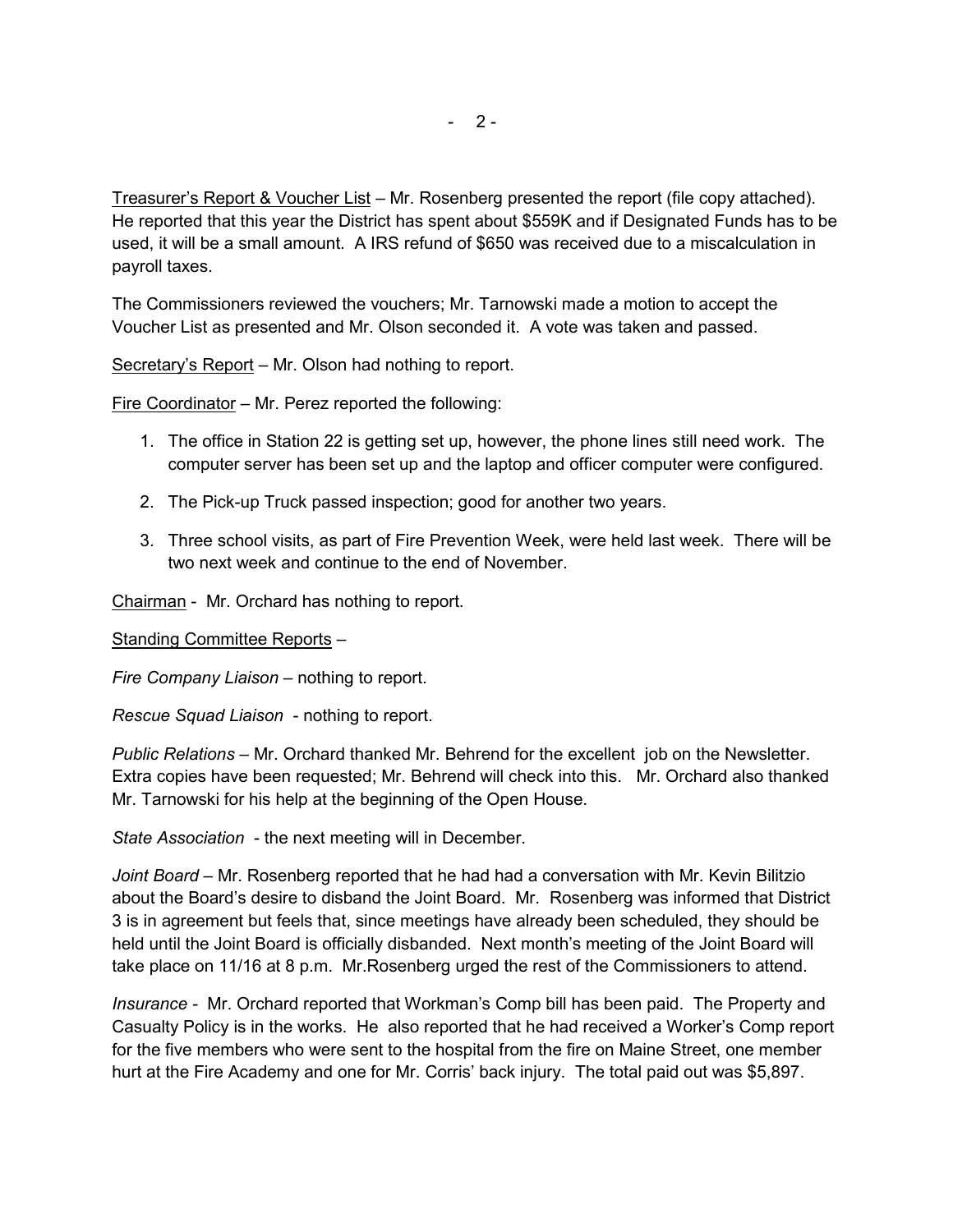<u>Treasurer's Report & Voucher List</u> – Mr. Rosenberg presented the report (file copy attached). He reported that this year the District has spent about $559K and if Designated Funds has to be used, it will be a small amount. A IRS refund of $650 was received due to a miscalculation in payroll taxes.

The Commissioners reviewed the vouchers; Mr. Tarnowski made a motion to accept the Voucher List as presented and Mr. Olson seconded it. A vote was taken and passed.

<u>Secretary's Report</u> – Mr. Olson had nothing to report.

<u>Fire Coordinator</u> – Mr. Perez reported the following:

1. The office in Station 22 is getting set up, however, the phone lines still need work. The computer server has been set up and the laptop and officer computer were configured.

2. The Pick-up Truck passed inspection; good for another two years.

3. Three school visits, as part of Fire Prevention Week, were held last week. There will be two next week and continue to the end of November.

<u>Chairman</u> - Mr. Orchard has nothing to report.

<u>Standing Committee Reports</u> –

*Fire Company Liaison* – nothing to report.

*Rescue Squad Liaison* - nothing to report.

*Public Relations* – Mr. Orchard thanked Mr. Behrend for the excellent job on the Newsletter. Extra copies have been requested; Mr. Behrend will check into this. Mr. Orchard also thanked Mr. Tarnowski for his help at the beginning of the Open House.

*State Association* - the next meeting will in December.

*Joint Board* – Mr. Rosenberg reported that he had had a conversation with Mr. Kevin Bilitzio about the Board's desire to disband the Joint Board. Mr. Rosenberg was informed that District 3 is in agreement but feels that, since meetings have already been scheduled, they should be held until the Joint Board is officially disbanded. Next month's meeting of the Joint Board will take place on 11/16 at 8 p.m. Mr.Rosenberg urged the rest of the Commissioners to attend.

*Insurance* - Mr. Orchard reported that Workman's Comp bill has been paid. The Property and Casualty Policy is in the works. He also reported that he had received a Worker's Comp report for the five members who were sent to the hospital from the fire on Maine Street, one member hurt at the Fire Academy and one for Mr. Corris' back injury. The total paid out was $5,897.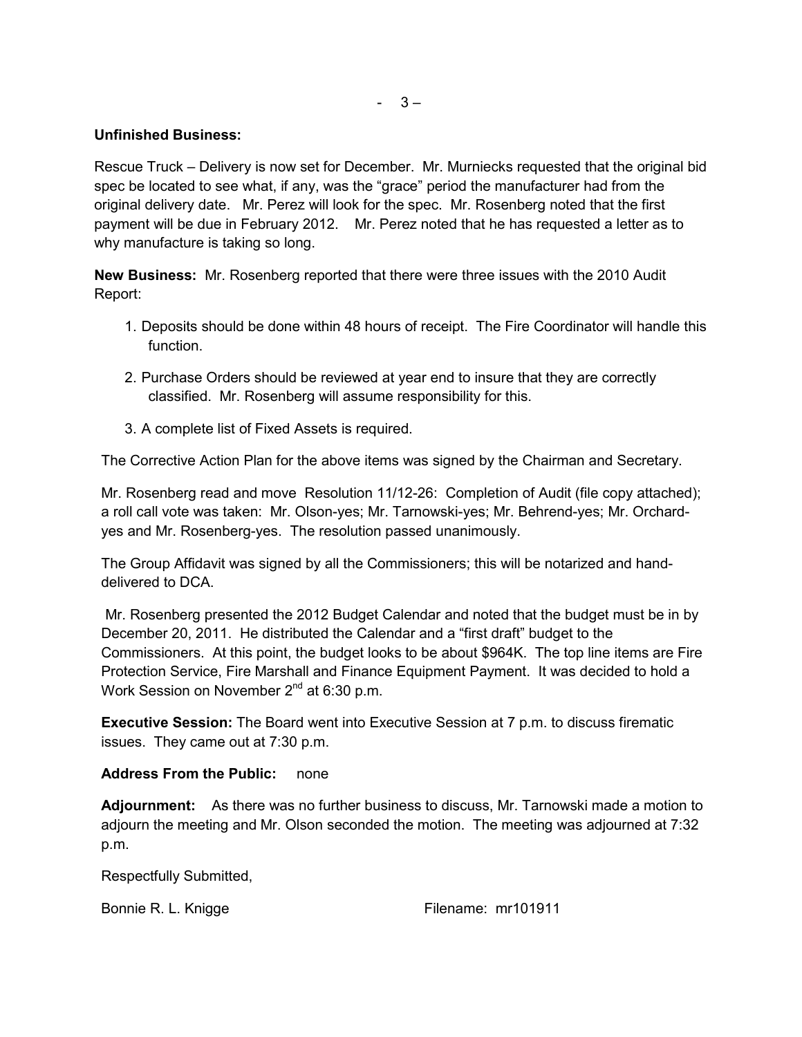**Unfinished Business:**

Rescue Truck – Delivery is now set for December. Mr. Murniecks requested that the original bid spec be located to see what, if any, was the "grace" period the manufacturer had from the original delivery date. Mr. Perez will look for the spec. Mr. Rosenberg noted that the first payment will be due in February 2012. Mr. Perez noted that he has requested a letter as to why manufacture is taking so long.

**New Business:** Mr. Rosenberg reported that there were three issues with the 2010 Audit Report:

1. Deposits should be done within 48 hours of receipt. The Fire Coordinator will handle this function.
2. Purchase Orders should be reviewed at year end to insure that they are correctly classified. Mr. Rosenberg will assume responsibility for this.
3. A complete list of Fixed Assets is required.

The Corrective Action Plan for the above items was signed by the Chairman and Secretary.

Mr. Rosenberg read and move Resolution 11/12-26: Completion of Audit (file copy attached); a roll call vote was taken: Mr. Olson-yes; Mr. Tarnowski-yes; Mr. Behrend-yes; Mr. Orchard-yes and Mr. Rosenberg-yes. The resolution passed unanimously.

The Group Affidavit was signed by all the Commissioners; this will be notarized and hand-delivered to DCA.

Mr. Rosenberg presented the 2012 Budget Calendar and noted that the budget must be in by December 20, 2011. He distributed the Calendar and a "first draft" budget to the Commissioners. At this point, the budget looks to be about $964K. The top line items are Fire Protection Service, Fire Marshall and Finance Equipment Payment. It was decided to hold a Work Session on November 2nd at 6:30 p.m.

**Executive Session:** The Board went into Executive Session at 7 p.m. to discuss firematic issues. They came out at 7:30 p.m.

**Address From the Public:** none

**Adjournment:** As there was no further business to discuss, Mr. Tarnowski made a motion to adjourn the meeting and Mr. Olson seconded the motion. The meeting was adjourned at 7:32 p.m.

Respectfully Submitted,

Bonnie R. L. Knigge Filename: mr101911